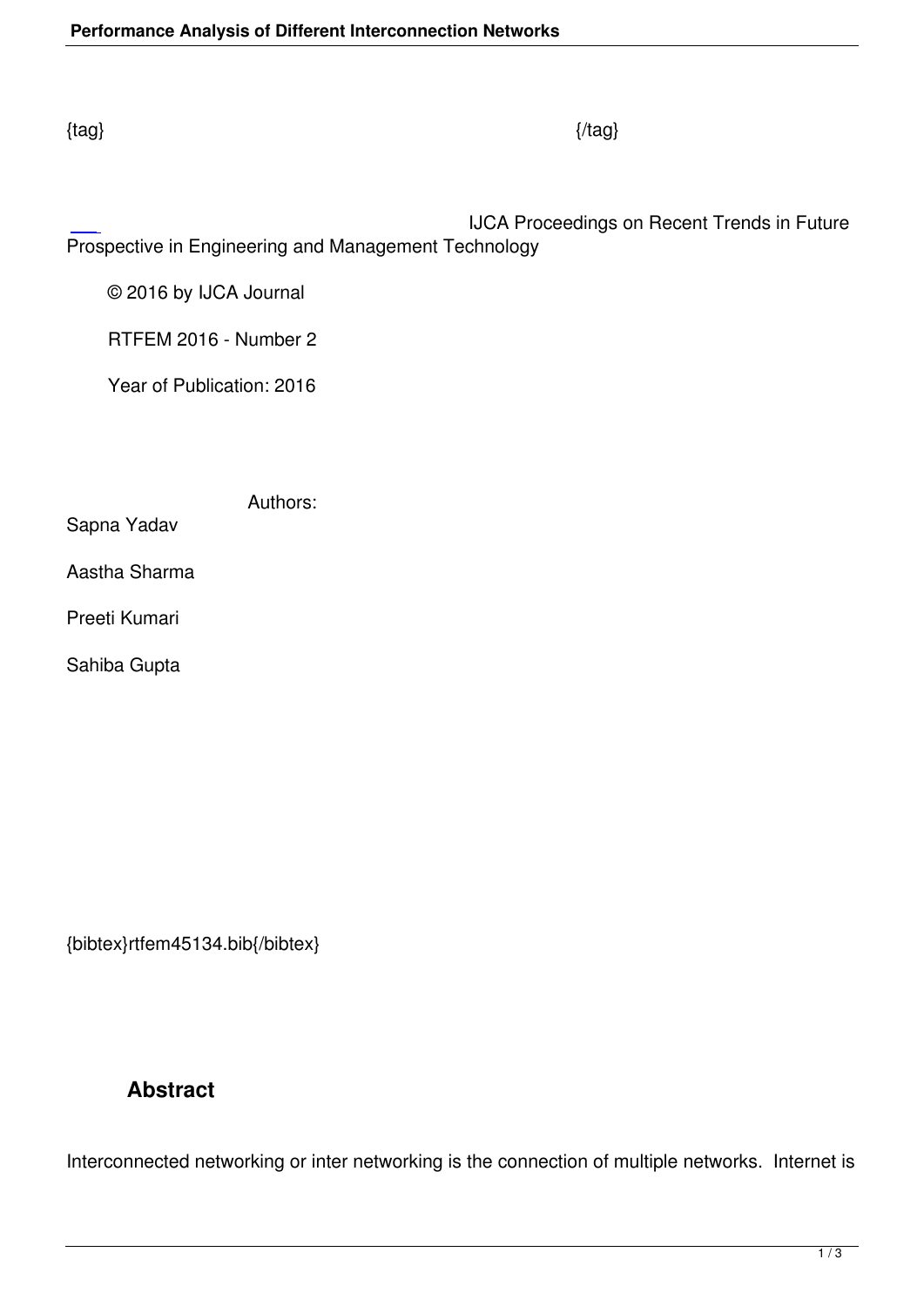{tag} {/tag}

IJCA Proceedings on Recent Trends in Future Prospective in Engineering and Management Technology

© 2016 by IJCA Journal

RTFEM 2016 - Number 2

Year of Publication: 2016

Authors:

Sapna Yadav

Aastha Sharma

Preeti Kumari

Sahiba Gupta

{bibtex}rtfem45134.bib{/bibtex}

## Abstract

Interconnected networking or inter networking is the connection of multiple networks. Internet is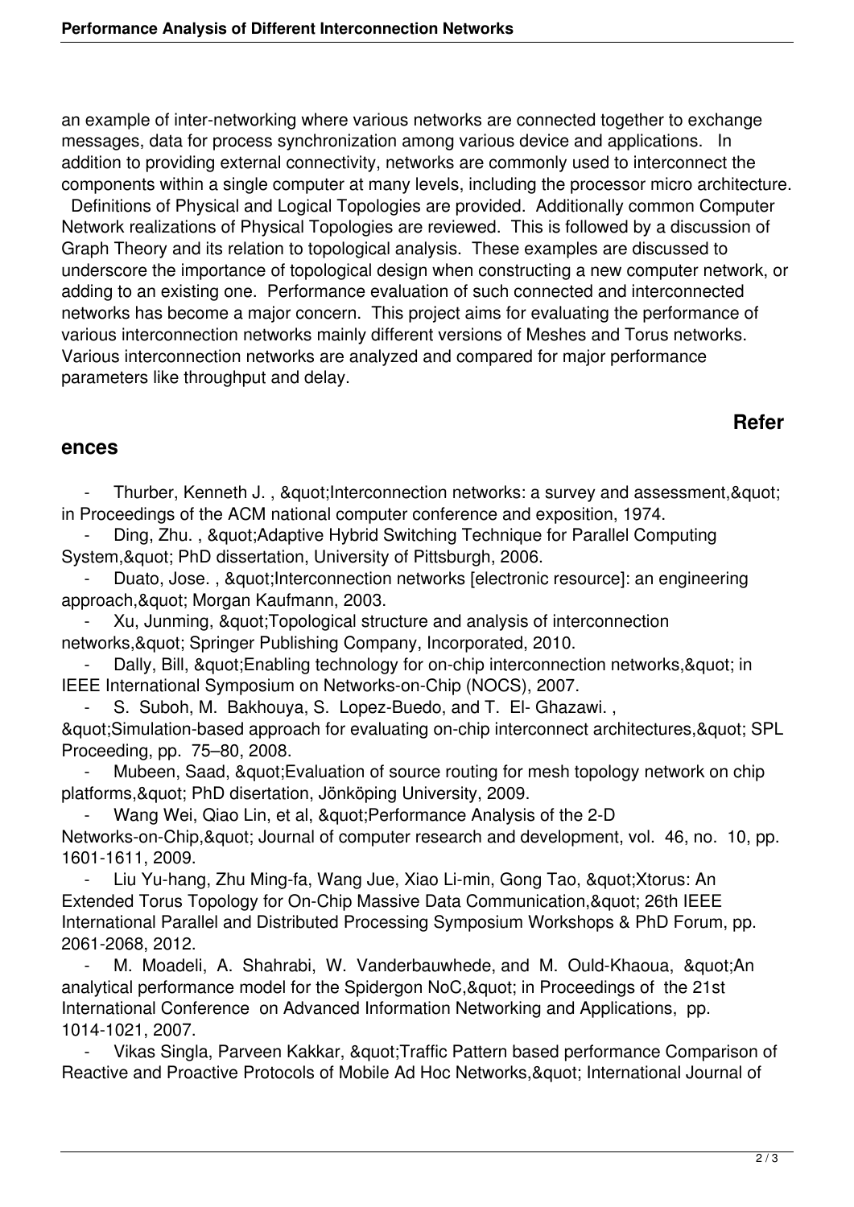an example of inter-networking where various networks are connected together to exchange messages, data for process synchronization among various device and applications. In addition to providing external connectivity, networks are commonly used to interconnect the components within a single computer at many levels, including the processor micro architecture.

Definitions of Physical and Logical Topologies are provided. Additionally common Computer Network realizations of Physical Topologies are reviewed. This is followed by a discussion of Graph Theory and its relation to topological analysis. These examples are discussed to underscore the importance of topological design when constructing a new computer network, or adding to an existing one. Performance evaluation of such connected and interconnected networks has become a major concern. This project aims for evaluating the performance of various interconnection networks mainly different versions of Meshes and Torus networks. Various interconnection networks are analyzed and compared for major performance parameters like throughput and delay.

## References

- Thurber, Kenneth J. , &quot;Interconnection networks: a survey and assessment,&quot; in Proceedings of the ACM national computer conference and exposition, 1974.
- Ding, Zhu. , &quot;Adaptive Hybrid Switching Technique for Parallel Computing System,&quot; PhD dissertation, University of Pittsburgh, 2006.
- Duato, Jose. , &quot;Interconnection networks [electronic resource]: an engineering approach,&quot; Morgan Kaufmann, 2003.
- Xu, Junming, &quot;Topological structure and analysis of interconnection networks,&quot; Springer Publishing Company, Incorporated, 2010.
- Dally, Bill, &quot;Enabling technology for on-chip interconnection networks,&quot; in IEEE International Symposium on Networks-on-Chip (NOCS), 2007.
- S. Suboh, M. Bakhouya, S. Lopez-Buedo, and T. El- Ghazawi. , &quot;Simulation-based approach for evaluating on-chip interconnect architectures,&quot; SPL Proceeding, pp. 75–80, 2008.
- Mubeen, Saad, &quot;Evaluation of source routing for mesh topology network on chip platforms,&quot; PhD disertation, Jönköping University, 2009.
- Wang Wei, Qiao Lin, et al, &quot;Performance Analysis of the 2-D Networks-on-Chip,&quot; Journal of computer research and development, vol. 46, no. 10, pp. 1601-1611, 2009.
- Liu Yu-hang, Zhu Ming-fa, Wang Jue, Xiao Li-min, Gong Tao, &quot;Xtorus: An Extended Torus Topology for On-Chip Massive Data Communication,&quot; 26th IEEE International Parallel and Distributed Processing Symposium Workshops & PhD Forum, pp. 2061-2068, 2012.
- M. Moadeli, A. Shahrabi, W. Vanderbauwhede, and M. Ould-Khaoua, &quot;An analytical performance model for the Spidergon NoC,&quot; in Proceedings of the 21st International Conference on Advanced Information Networking and Applications, pp. 1014-1021, 2007.
- Vikas Singla, Parveen Kakkar, &quot;Traffic Pattern based performance Comparison of Reactive and Proactive Protocols of Mobile Ad Hoc Networks,&quot; International Journal of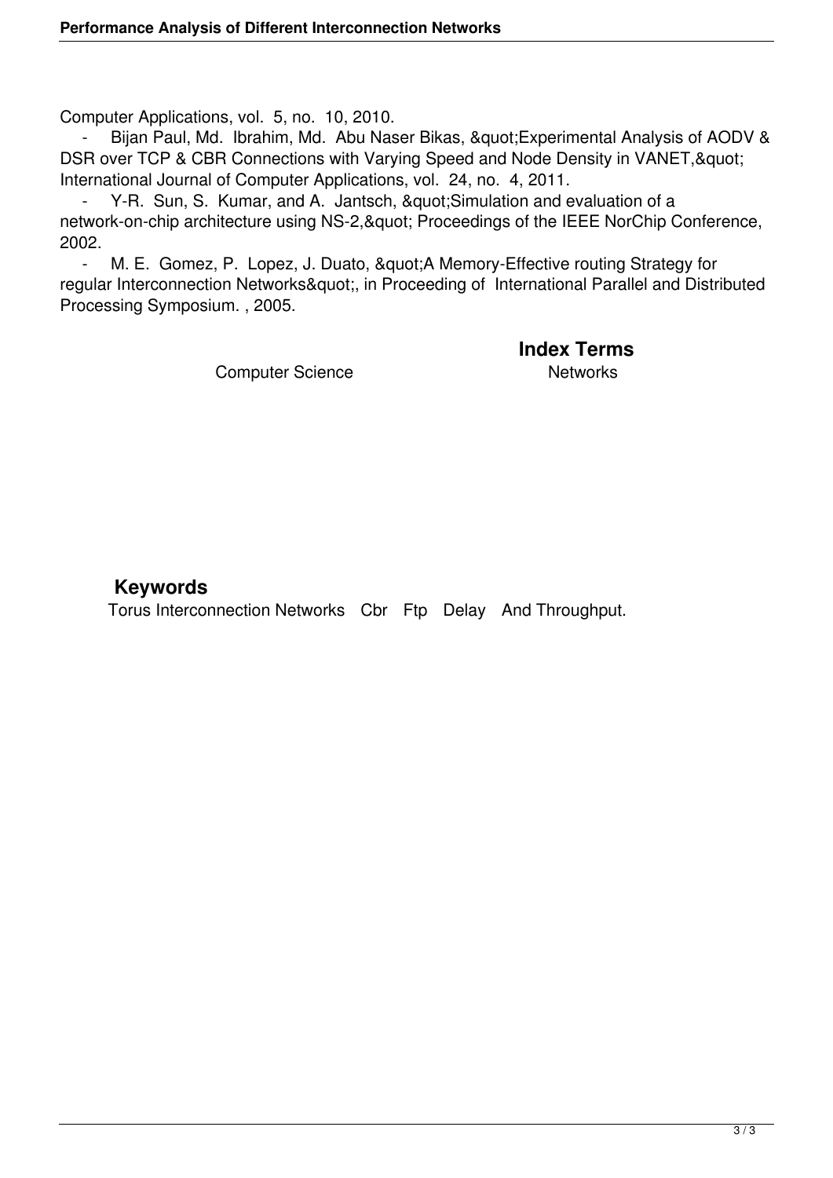Computer Applications, vol. 5, no. 10, 2010.

- Bijan Paul, Md. Ibrahim, Md. Abu Naser Bikas, &quot;Experimental Analysis of AODV & DSR over TCP & CBR Connections with Varying Speed and Node Density in VANET,&quot; International Journal of Computer Applications, vol. 24, no. 4, 2011.
- Y-R. Sun, S. Kumar, and A. Jantsch, &quot;Simulation and evaluation of a network-on-chip architecture using NS-2,&quot; Proceedings of the IEEE NorChip Conference, 2002.
- M. E. Gomez, P. Lopez, J. Duato, &quot;A Memory-Effective routing Strategy for regular Interconnection Networks&quot;, in Proceeding of International Parallel and Distributed Processing Symposium. , 2005.

## Index Terms

Computer Science Networks

## Keywords

Torus Interconnection Networks Cbr Ftp Delay And Throughput.